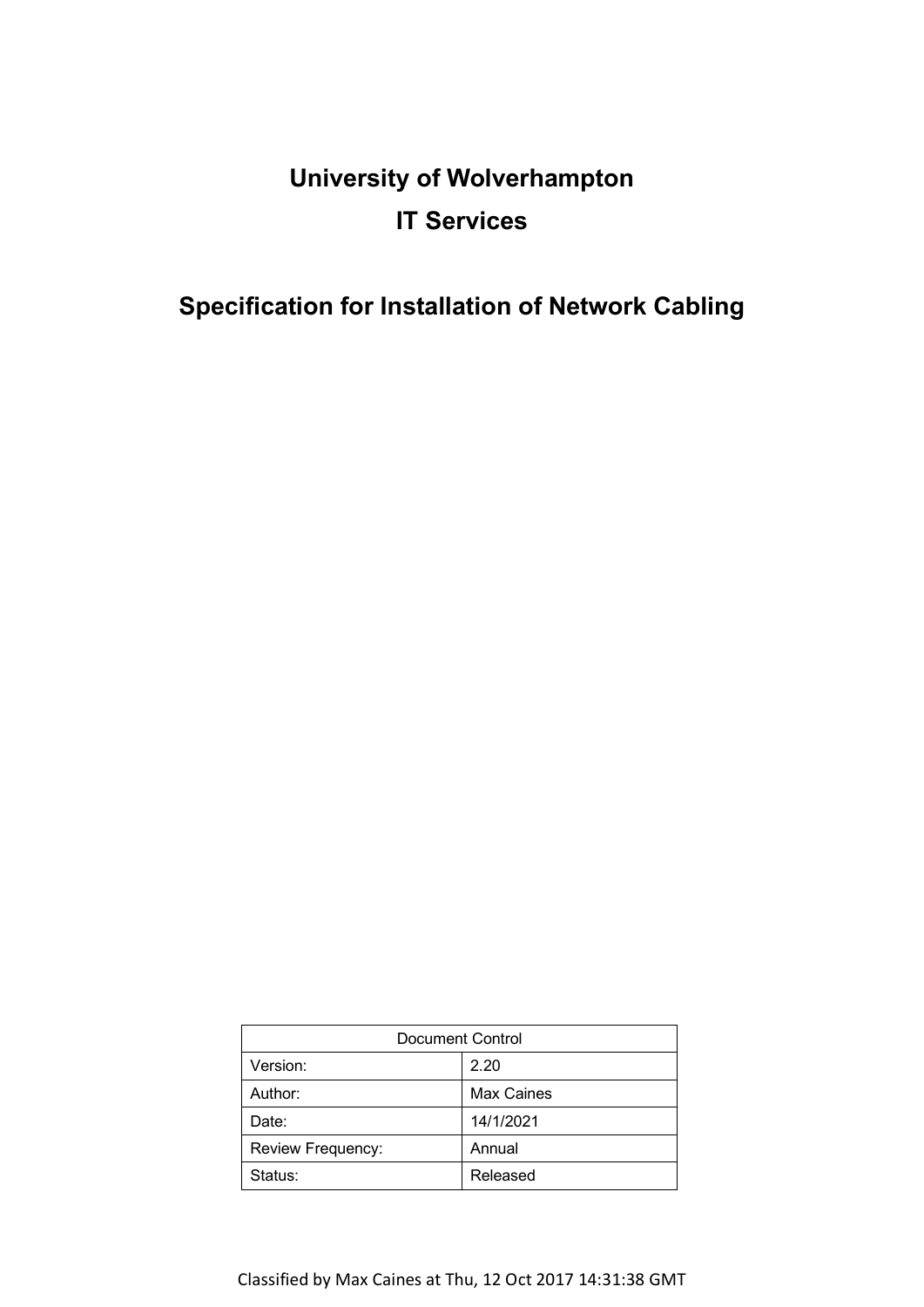# University of Wolverhampton

# IT Services

# Specification for Installation of Network Cabling

| Document Control | |
|---|---|
| Version: | 2.20 |
| Author: | Max Caines |
| Date: | 14/1/2021 |
| Review Frequency: | Annual |
| Status: | Released |

Classified by Max Caines at Thu, 12 Oct 2017 14:31:38 GMT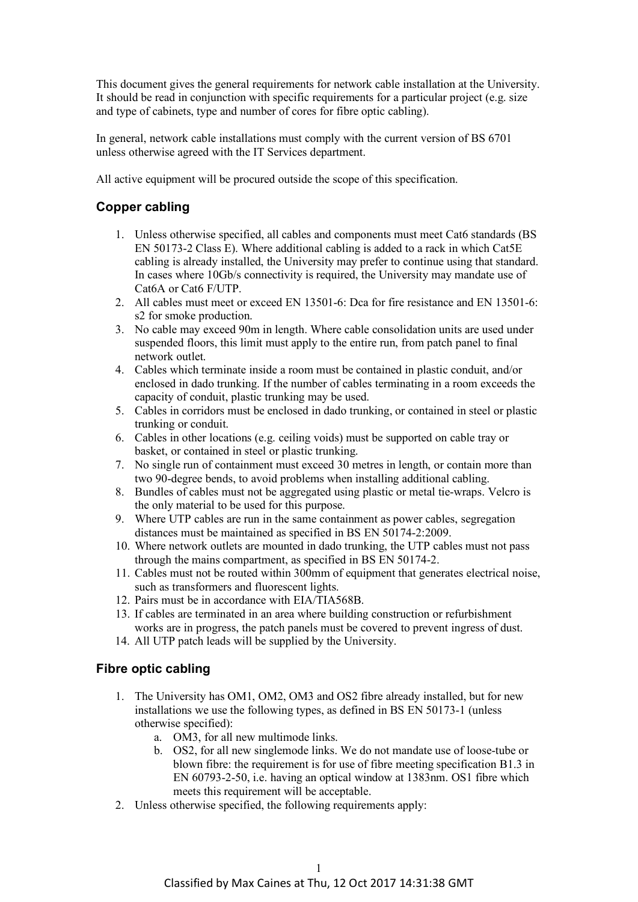This document gives the general requirements for network cable installation at the University. It should be read in conjunction with specific requirements for a particular project (e.g. size and type of cabinets, type and number of cores for fibre optic cabling).

In general, network cable installations must comply with the current version of BS 6701 unless otherwise agreed with the IT Services department.

All active equipment will be procured outside the scope of this specification.

## Copper cabling

1. Unless otherwise specified, all cables and components must meet Cat6 standards (BS EN 50173-2 Class E). Where additional cabling is added to a rack in which Cat5E cabling is already installed, the University may prefer to continue using that standard. In cases where 10Gb/s connectivity is required, the University may mandate use of Cat6A or Cat6 F/UTP.
2. All cables must meet or exceed EN 13501-6: Dca for fire resistance and EN 13501-6: s2 for smoke production.
3. No cable may exceed 90m in length. Where cable consolidation units are used under suspended floors, this limit must apply to the entire run, from patch panel to final network outlet.
4. Cables which terminate inside a room must be contained in plastic conduit, and/or enclosed in dado trunking. If the number of cables terminating in a room exceeds the capacity of conduit, plastic trunking may be used.
5. Cables in corridors must be enclosed in dado trunking, or contained in steel or plastic trunking or conduit.
6. Cables in other locations (e.g. ceiling voids) must be supported on cable tray or basket, or contained in steel or plastic trunking.
7. No single run of containment must exceed 30 metres in length, or contain more than two 90-degree bends, to avoid problems when installing additional cabling.
8. Bundles of cables must not be aggregated using plastic or metal tie-wraps. Velcro is the only material to be used for this purpose.
9. Where UTP cables are run in the same containment as power cables, segregation distances must be maintained as specified in BS EN 50174-2:2009.
10. Where network outlets are mounted in dado trunking, the UTP cables must not pass through the mains compartment, as specified in BS EN 50174-2.
11. Cables must not be routed within 300mm of equipment that generates electrical noise, such as transformers and fluorescent lights.
12. Pairs must be in accordance with EIA/TIA568B.
13. If cables are terminated in an area where building construction or refurbishment works are in progress, the patch panels must be covered to prevent ingress of dust.
14. All UTP patch leads will be supplied by the University.

## Fibre optic cabling

1. The University has OM1, OM2, OM3 and OS2 fibre already installed, but for new installations we use the following types, as defined in BS EN 50173-1 (unless otherwise specified):
   a. OM3, for all new multimode links.
   b. OS2, for all new singlemode links. We do not mandate use of loose-tube or blown fibre: the requirement is for use of fibre meeting specification B1.3 in EN 60793-2-50, i.e. having an optical window at 1383nm. OS1 fibre which meets this requirement will be acceptable.
2. Unless otherwise specified, the following requirements apply:

Classified by Max Caines at Thu, 12 Oct 2017 14:31:38 GMT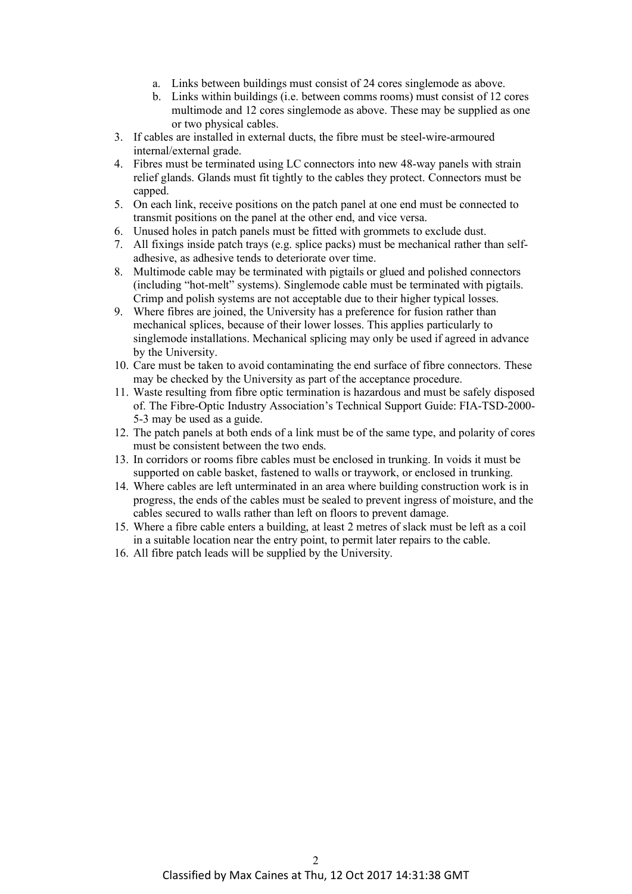a. Links between buildings must consist of 24 cores singlemode as above.
   b. Links within buildings (i.e. between comms rooms) must consist of 12 cores multimode and 12 cores singlemode as above. These may be supplied as one or two physical cables.
3. If cables are installed in external ducts, the fibre must be steel-wire-armoured internal/external grade.
4. Fibres must be terminated using LC connectors into new 48-way panels with strain relief glands. Glands must fit tightly to the cables they protect. Connectors must be capped.
5. On each link, receive positions on the patch panel at one end must be connected to transmit positions on the panel at the other end, and vice versa.
6. Unused holes in patch panels must be fitted with grommets to exclude dust.
7. All fixings inside patch trays (e.g. splice packs) must be mechanical rather than self-adhesive, as adhesive tends to deteriorate over time.
8. Multimode cable may be terminated with pigtails or glued and polished connectors (including "hot-melt" systems). Singlemode cable must be terminated with pigtails. Crimp and polish systems are not acceptable due to their higher typical losses.
9. Where fibres are joined, the University has a preference for fusion rather than mechanical splices, because of their lower losses. This applies particularly to singlemode installations. Mechanical splicing may only be used if agreed in advance by the University.
10. Care must be taken to avoid contaminating the end surface of fibre connectors. These may be checked by the University as part of the acceptance procedure.
11. Waste resulting from fibre optic termination is hazardous and must be safely disposed of. The Fibre-Optic Industry Association's Technical Support Guide: FIA-TSD-2000-5-3 may be used as a guide.
12. The patch panels at both ends of a link must be of the same type, and polarity of cores must be consistent between the two ends.
13. In corridors or rooms fibre cables must be enclosed in trunking. In voids it must be supported on cable basket, fastened to walls or traywork, or enclosed in trunking.
14. Where cables are left unterminated in an area where building construction work is in progress, the ends of the cables must be sealed to prevent ingress of moisture, and the cables secured to walls rather than left on floors to prevent damage.
15. Where a fibre cable enters a building, at least 2 metres of slack must be left as a coil in a suitable location near the entry point, to permit later repairs to the cable.
16. All fibre patch leads will be supplied by the University.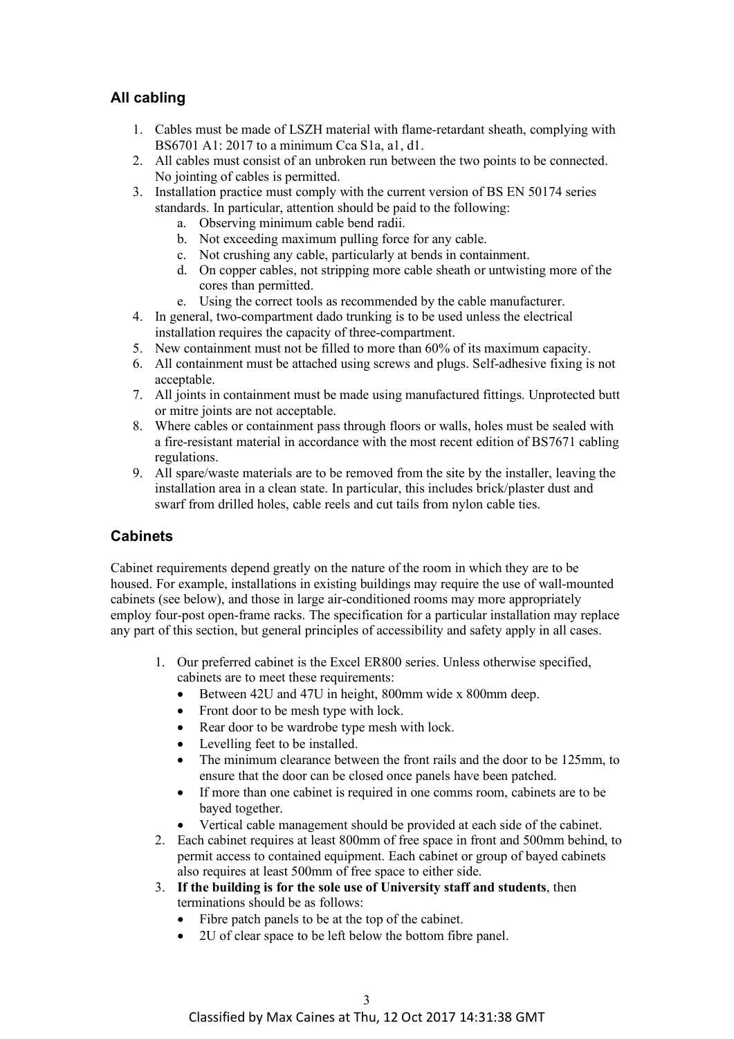## All cabling

1. Cables must be made of LSZH material with flame-retardant sheath, complying with BS6701 A1: 2017 to a minimum Cca S1a, a1, d1.
2. All cables must consist of an unbroken run between the two points to be connected. No jointing of cables is permitted.
3. Installation practice must comply with the current version of BS EN 50174 series standards. In particular, attention should be paid to the following:
    a. Observing minimum cable bend radii.
    b. Not exceeding maximum pulling force for any cable.
    c. Not crushing any cable, particularly at bends in containment.
    d. On copper cables, not stripping more cable sheath or untwisting more of the cores than permitted.
    e. Using the correct tools as recommended by the cable manufacturer.
4. In general, two-compartment dado trunking is to be used unless the electrical installation requires the capacity of three-compartment.
5. New containment must not be filled to more than 60% of its maximum capacity.
6. All containment must be attached using screws and plugs. Self-adhesive fixing is not acceptable.
7. All joints in containment must be made using manufactured fittings. Unprotected butt or mitre joints are not acceptable.
8. Where cables or containment pass through floors or walls, holes must be sealed with a fire-resistant material in accordance with the most recent edition of BS7671 cabling regulations.
9. All spare/waste materials are to be removed from the site by the installer, leaving the installation area in a clean state. In particular, this includes brick/plaster dust and swarf from drilled holes, cable reels and cut tails from nylon cable ties.

## Cabinets

Cabinet requirements depend greatly on the nature of the room in which they are to be housed. For example, installations in existing buildings may require the use of wall-mounted cabinets (see below), and those in large air-conditioned rooms may more appropriately employ four-post open-frame racks. The specification for a particular installation may replace any part of this section, but general principles of accessibility and safety apply in all cases.

1. Our preferred cabinet is the Excel ER800 series. Unless otherwise specified, cabinets are to meet these requirements:
    - Between 42U and 47U in height, 800mm wide x 800mm deep.
    - Front door to be mesh type with lock.
    - Rear door to be wardrobe type mesh with lock.
    - Levelling feet to be installed.
    - The minimum clearance between the front rails and the door to be 125mm, to ensure that the door can be closed once panels have been patched.
    - If more than one cabinet is required in one comms room, cabinets are to be bayed together.
    - Vertical cable management should be provided at each side of the cabinet.
2. Each cabinet requires at least 800mm of free space in front and 500mm behind, to permit access to contained equipment. Each cabinet or group of bayed cabinets also requires at least 500mm of free space to either side.
3. **If the building is for the sole use of University staff and students**, then terminations should be as follows:
    - Fibre patch panels to be at the top of the cabinet.
    - 2U of clear space to be left below the bottom fibre panel.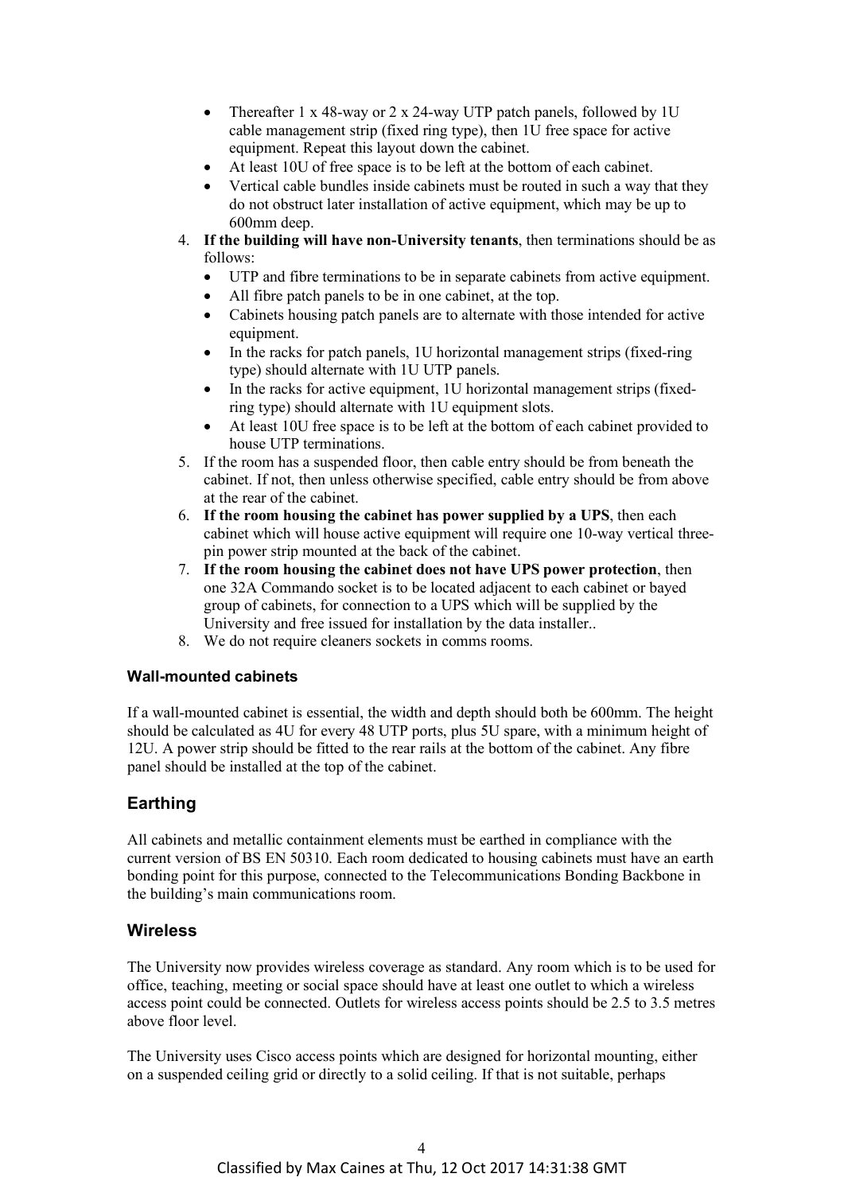- Thereafter 1 x 48-way or 2 x 24-way UTP patch panels, followed by 1U cable management strip (fixed ring type), then 1U free space for active equipment. Repeat this layout down the cabinet.
- At least 10U of free space is to be left at the bottom of each cabinet.
- Vertical cable bundles inside cabinets must be routed in such a way that they do not obstruct later installation of active equipment, which may be up to 600mm deep.

4. **If the building will have non-University tenants**, then terminations should be as follows:
   - UTP and fibre terminations to be in separate cabinets from active equipment.
   - All fibre patch panels to be in one cabinet, at the top.
   - Cabinets housing patch panels are to alternate with those intended for active equipment.
   - In the racks for patch panels, 1U horizontal management strips (fixed-ring type) should alternate with 1U UTP panels.
   - In the racks for active equipment, 1U horizontal management strips (fixed-ring type) should alternate with 1U equipment slots.
   - At least 10U free space is to be left at the bottom of each cabinet provided to house UTP terminations.
5. If the room has a suspended floor, then cable entry should be from beneath the cabinet. If not, then unless otherwise specified, cable entry should be from above at the rear of the cabinet.
6. **If the room housing the cabinet has power supplied by a UPS**, then each cabinet which will house active equipment will require one 10-way vertical three-pin power strip mounted at the back of the cabinet.
7. **If the room housing the cabinet does not have UPS power protection**, then one 32A Commando socket is to be located adjacent to each cabinet or bayed group of cabinets, for connection to a UPS which will be supplied by the University and free issued for installation by the data installer..
8. We do not require cleaners sockets in comms rooms.

#### Wall-mounted cabinets

If a wall-mounted cabinet is essential, the width and depth should both be 600mm. The height should be calculated as 4U for every 48 UTP ports, plus 5U spare, with a minimum height of 12U. A power strip should be fitted to the rear rails at the bottom of the cabinet. Any fibre panel should be installed at the top of the cabinet.

### Earthing

All cabinets and metallic containment elements must be earthed in compliance with the current version of BS EN 50310. Each room dedicated to housing cabinets must have an earth bonding point for this purpose, connected to the Telecommunications Bonding Backbone in the building's main communications room.

### Wireless

The University now provides wireless coverage as standard. Any room which is to be used for office, teaching, meeting or social space should have at least one outlet to which a wireless access point could be connected. Outlets for wireless access points should be 2.5 to 3.5 metres above floor level.

The University uses Cisco access points which are designed for horizontal mounting, either on a suspended ceiling grid or directly to a solid ceiling. If that is not suitable, perhaps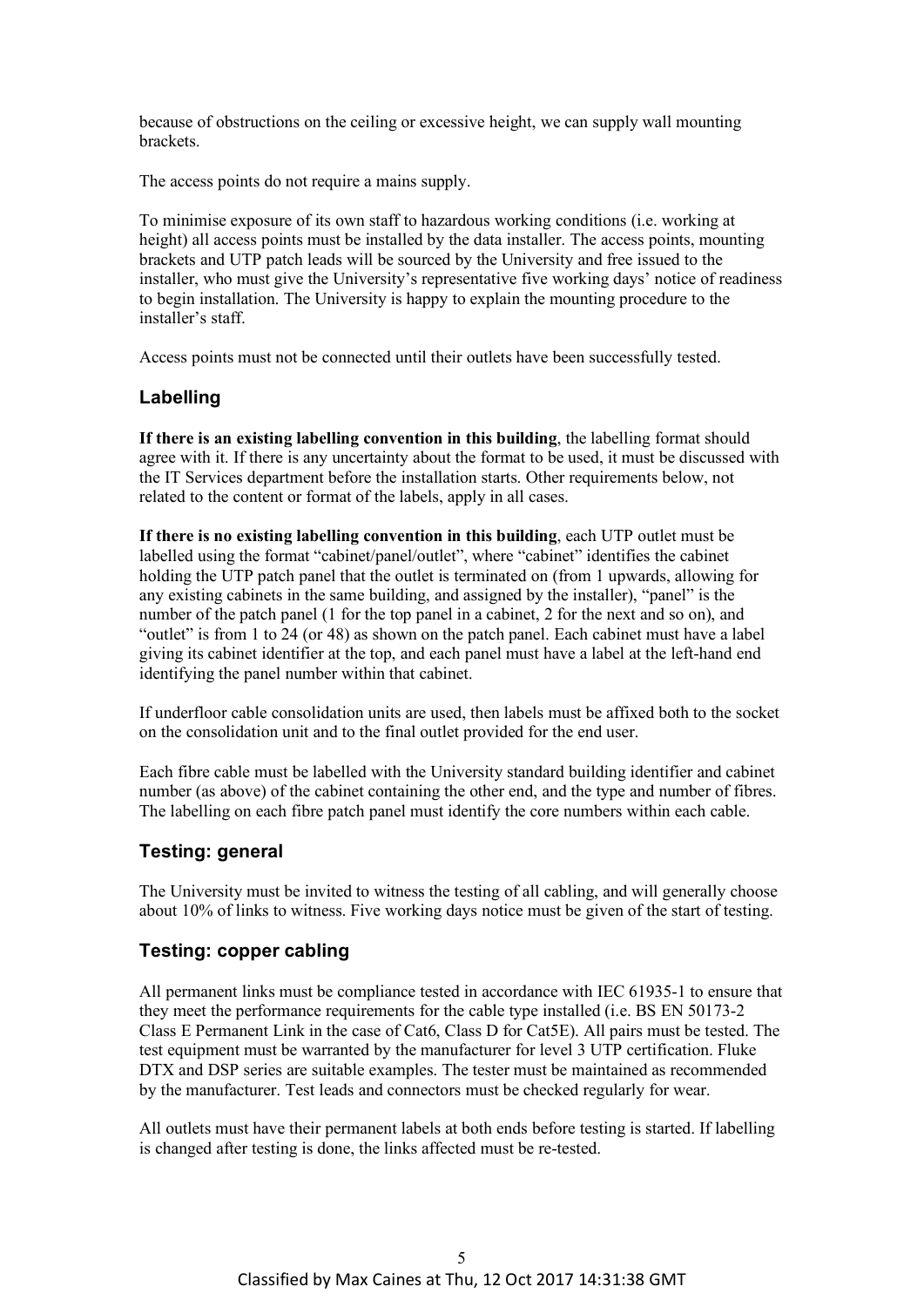because of obstructions on the ceiling or excessive height, we can supply wall mounting brackets.

The access points do not require a mains supply.

To minimise exposure of its own staff to hazardous working conditions (i.e. working at height) all access points must be installed by the data installer. The access points, mounting brackets and UTP patch leads will be sourced by the University and free issued to the installer, who must give the University's representative five working days' notice of readiness to begin installation. The University is happy to explain the mounting procedure to the installer's staff.

Access points must not be connected until their outlets have been successfully tested.

## Labelling

**If there is an existing labelling convention in this building**, the labelling format should agree with it. If there is any uncertainty about the format to be used, it must be discussed with the IT Services department before the installation starts. Other requirements below, not related to the content or format of the labels, apply in all cases.

**If there is no existing labelling convention in this building**, each UTP outlet must be labelled using the format "cabinet/panel/outlet", where "cabinet" identifies the cabinet holding the UTP patch panel that the outlet is terminated on (from 1 upwards, allowing for any existing cabinets in the same building, and assigned by the installer), "panel" is the number of the patch panel (1 for the top panel in a cabinet, 2 for the next and so on), and "outlet" is from 1 to 24 (or 48) as shown on the patch panel. Each cabinet must have a label giving its cabinet identifier at the top, and each panel must have a label at the left-hand end identifying the panel number within that cabinet.

If underfloor cable consolidation units are used, then labels must be affixed both to the socket on the consolidation unit and to the final outlet provided for the end user.

Each fibre cable must be labelled with the University standard building identifier and cabinet number (as above) of the cabinet containing the other end, and the type and number of fibres. The labelling on each fibre patch panel must identify the core numbers within each cable.

## Testing: general

The University must be invited to witness the testing of all cabling, and will generally choose about 10% of links to witness. Five working days notice must be given of the start of testing.

## Testing: copper cabling

All permanent links must be compliance tested in accordance with IEC 61935-1 to ensure that they meet the performance requirements for the cable type installed (i.e. BS EN 50173-2 Class E Permanent Link in the case of Cat6, Class D for Cat5E). All pairs must be tested. The test equipment must be warranted by the manufacturer for level 3 UTP certification. Fluke DTX and DSP series are suitable examples. The tester must be maintained as recommended by the manufacturer. Test leads and connectors must be checked regularly for wear.

All outlets must have their permanent labels at both ends before testing is started. If labelling is changed after testing is done, the links affected must be re-tested.

Classified by Max Caines at Thu, 12 Oct 2017 14:31:38 GMT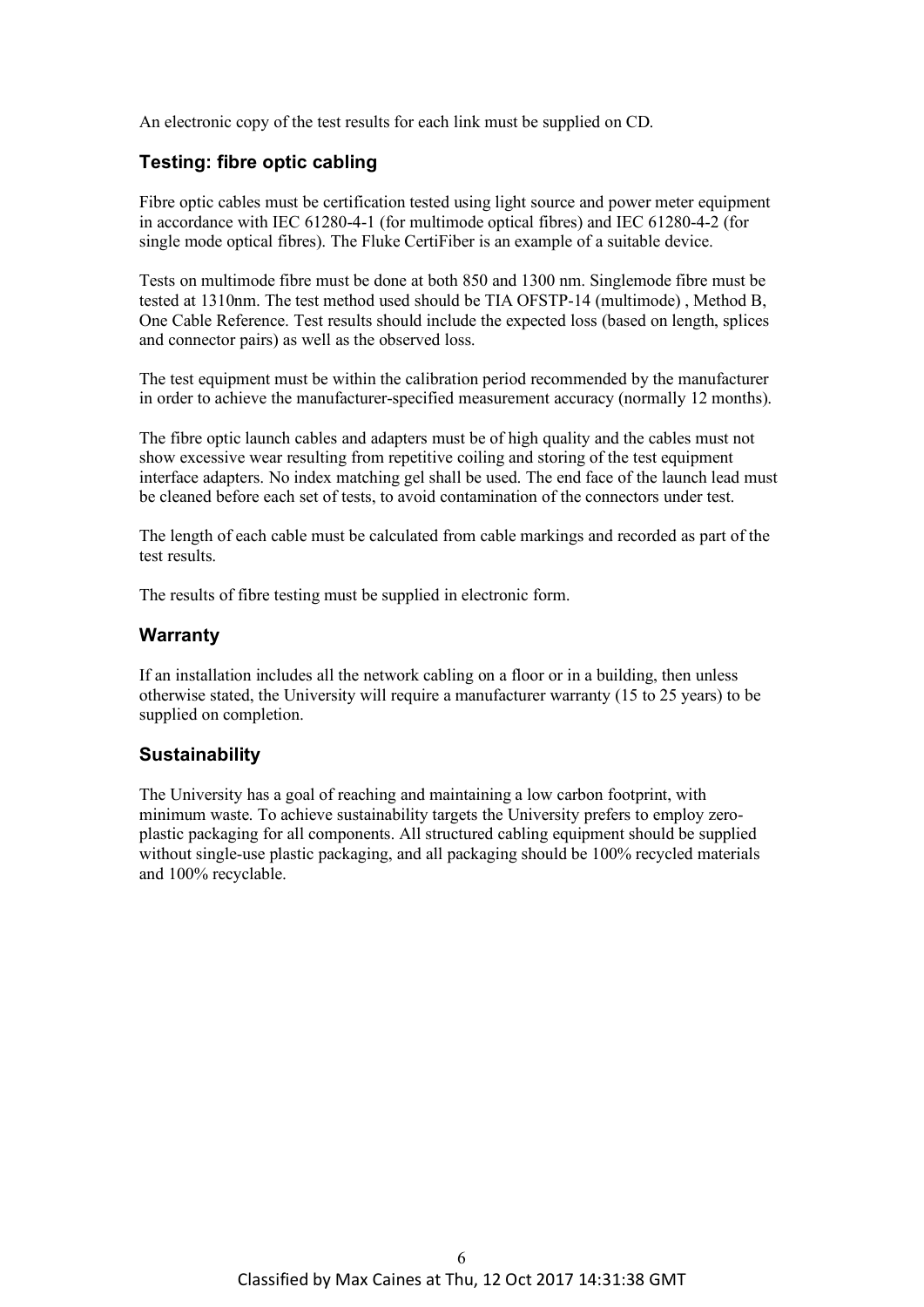An electronic copy of the test results for each link must be supplied on CD.

## Testing: fibre optic cabling

Fibre optic cables must be certification tested using light source and power meter equipment in accordance with IEC 61280-4-1 (for multimode optical fibres) and IEC 61280-4-2 (for single mode optical fibres). The Fluke CertiFiber is an example of a suitable device.

Tests on multimode fibre must be done at both 850 and 1300 nm. Singlemode fibre must be tested at 1310nm. The test method used should be TIA OFSTP-14 (multimode) , Method B, One Cable Reference. Test results should include the expected loss (based on length, splices and connector pairs) as well as the observed loss.

The test equipment must be within the calibration period recommended by the manufacturer in order to achieve the manufacturer-specified measurement accuracy (normally 12 months).

The fibre optic launch cables and adapters must be of high quality and the cables must not show excessive wear resulting from repetitive coiling and storing of the test equipment interface adapters. No index matching gel shall be used. The end face of the launch lead must be cleaned before each set of tests, to avoid contamination of the connectors under test.

The length of each cable must be calculated from cable markings and recorded as part of the test results.

The results of fibre testing must be supplied in electronic form.

## Warranty

If an installation includes all the network cabling on a floor or in a building, then unless otherwise stated, the University will require a manufacturer warranty (15 to 25 years) to be supplied on completion.

## Sustainability

The University has a goal of reaching and maintaining a low carbon footprint, with minimum waste. To achieve sustainability targets the University prefers to employ zero-plastic packaging for all components. All structured cabling equipment should be supplied without single-use plastic packaging, and all packaging should be 100% recycled materials and 100% recyclable.